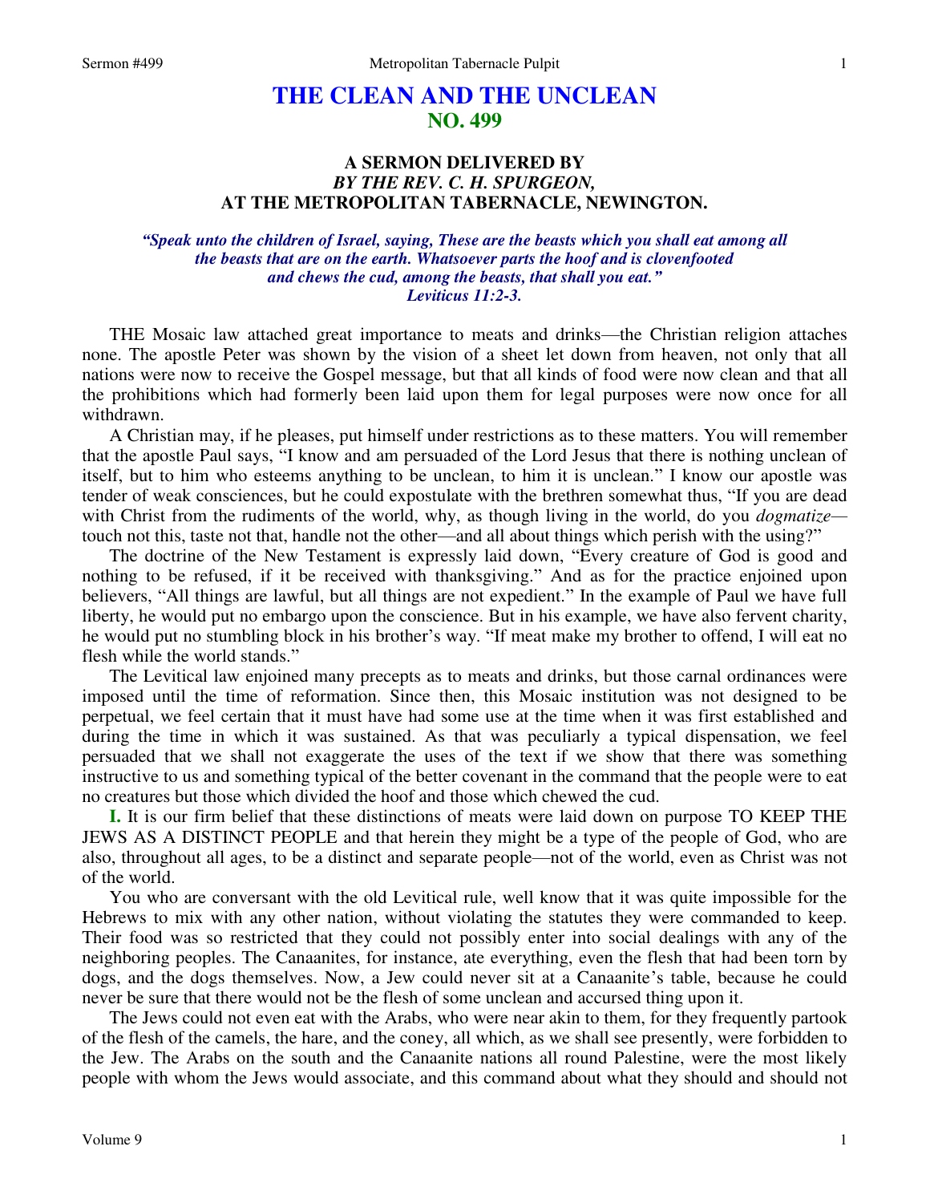# THE CLEAN AND THE UNCLEAN
## NO. 499

### A SERMON DELIVERED BY
### *BY THE REV. C. H. SPURGEON,*
### AT THE METROPOLITAN TABERNACLE, NEWINGTON.

*"Speak unto the children of Israel, saying, These are the beasts which you shall eat among all the beasts that are on the earth. Whatsoever parts the hoof and is clovenfooted and chews the cud, among the beasts, that shall you eat." Leviticus 11:2-3.*

THE Mosaic law attached great importance to meats and drinks—the Christian religion attaches none. The apostle Peter was shown by the vision of a sheet let down from heaven, not only that all nations were now to receive the Gospel message, but that all kinds of food were now clean and that all the prohibitions which had formerly been laid upon them for legal purposes were now once for all withdrawn.

A Christian may, if he pleases, put himself under restrictions as to these matters. You will remember that the apostle Paul says, "I know and am persuaded of the Lord Jesus that there is nothing unclean of itself, but to him who esteems anything to be unclean, to him it is unclean." I know our apostle was tender of weak consciences, but he could expostulate with the brethren somewhat thus, "If you are dead with Christ from the rudiments of the world, why, as though living in the world, do you *dogmatize*—touch not this, taste not that, handle not the other—and all about things which perish with the using?"

The doctrine of the New Testament is expressly laid down, "Every creature of God is good and nothing to be refused, if it be received with thanksgiving." And as for the practice enjoined upon believers, "All things are lawful, but all things are not expedient." In the example of Paul we have full liberty, he would put no embargo upon the conscience. But in his example, we have also fervent charity, he would put no stumbling block in his brother's way. "If meat make my brother to offend, I will eat no flesh while the world stands."

The Levitical law enjoined many precepts as to meats and drinks, but those carnal ordinances were imposed until the time of reformation. Since then, this Mosaic institution was not designed to be perpetual, we feel certain that it must have had some use at the time when it was first established and during the time in which it was sustained. As that was peculiarly a typical dispensation, we feel persuaded that we shall not exaggerate the uses of the text if we show that there was something instructive to us and something typical of the better covenant in the command that the people were to eat no creatures but those which divided the hoof and those which chewed the cud.

**I.** It is our firm belief that these distinctions of meats were laid down on purpose TO KEEP THE JEWS AS A DISTINCT PEOPLE and that herein they might be a type of the people of God, who are also, throughout all ages, to be a distinct and separate people—not of the world, even as Christ was not of the world.

You who are conversant with the old Levitical rule, well know that it was quite impossible for the Hebrews to mix with any other nation, without violating the statutes they were commanded to keep. Their food was so restricted that they could not possibly enter into social dealings with any of the neighboring peoples. The Canaanites, for instance, ate everything, even the flesh that had been torn by dogs, and the dogs themselves. Now, a Jew could never sit at a Canaanite's table, because he could never be sure that there would not be the flesh of some unclean and accursed thing upon it.

The Jews could not even eat with the Arabs, who were near akin to them, for they frequently partook of the flesh of the camels, the hare, and the coney, all which, as we shall see presently, were forbidden to the Jew. The Arabs on the south and the Canaanite nations all round Palestine, were the most likely people with whom the Jews would associate, and this command about what they should and should not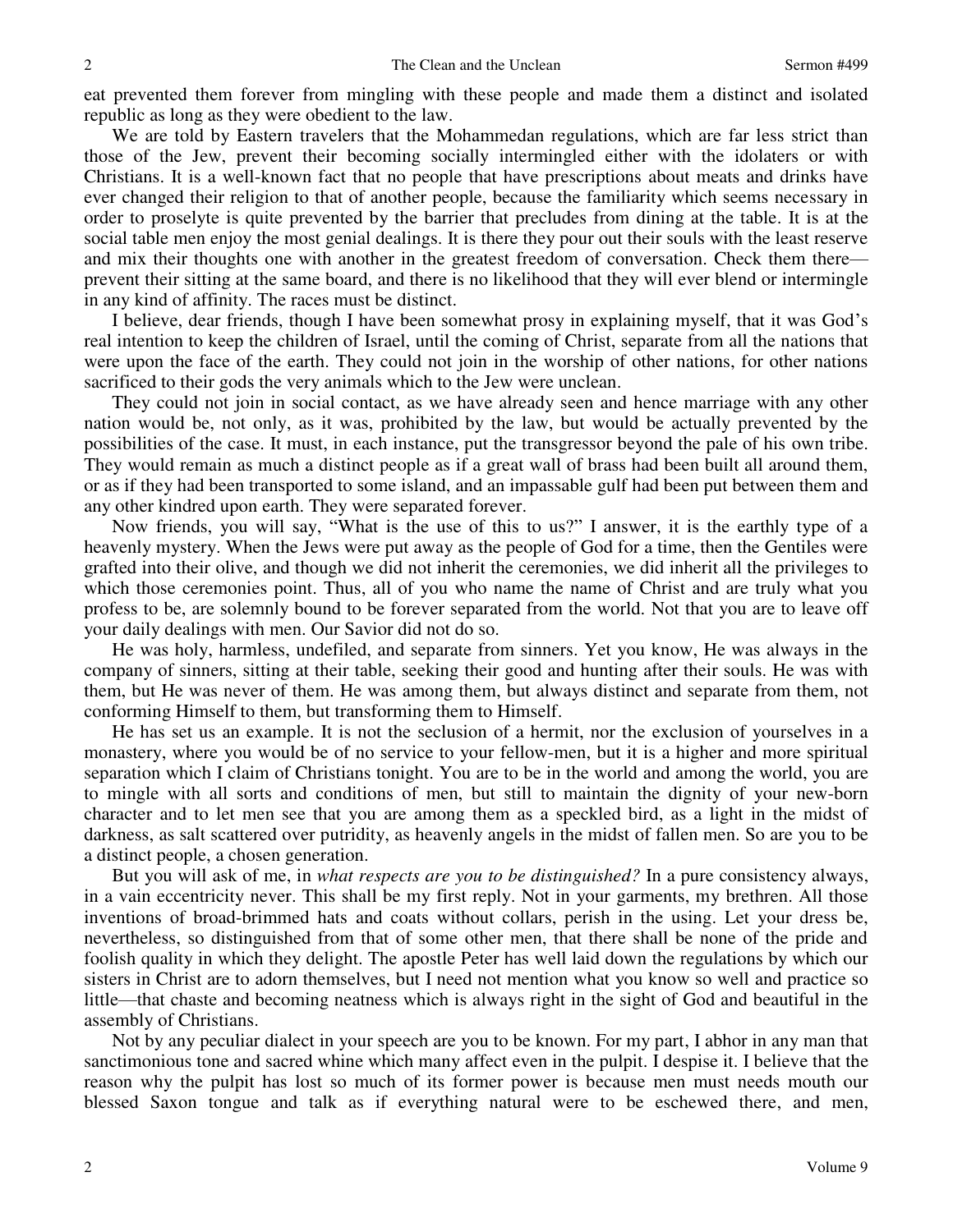eat prevented them forever from mingling with these people and made them a distinct and isolated republic as long as they were obedient to the law.

We are told by Eastern travelers that the Mohammedan regulations, which are far less strict than those of the Jew, prevent their becoming socially intermingled either with the idolaters or with Christians. It is a well-known fact that no people that have prescriptions about meats and drinks have ever changed their religion to that of another people, because the familiarity which seems necessary in order to proselyte is quite prevented by the barrier that precludes from dining at the table. It is at the social table men enjoy the most genial dealings. It is there they pour out their souls with the least reserve and mix their thoughts one with another in the greatest freedom of conversation. Check them there—prevent their sitting at the same board, and there is no likelihood that they will ever blend or intermingle in any kind of affinity. The races must be distinct.

I believe, dear friends, though I have been somewhat prosy in explaining myself, that it was God's real intention to keep the children of Israel, until the coming of Christ, separate from all the nations that were upon the face of the earth. They could not join in the worship of other nations, for other nations sacrificed to their gods the very animals which to the Jew were unclean.

They could not join in social contact, as we have already seen and hence marriage with any other nation would be, not only, as it was, prohibited by the law, but would be actually prevented by the possibilities of the case. It must, in each instance, put the transgressor beyond the pale of his own tribe. They would remain as much a distinct people as if a great wall of brass had been built all around them, or as if they had been transported to some island, and an impassable gulf had been put between them and any other kindred upon earth. They were separated forever.

Now friends, you will say, "What is the use of this to us?" I answer, it is the earthly type of a heavenly mystery. When the Jews were put away as the people of God for a time, then the Gentiles were grafted into their olive, and though we did not inherit the ceremonies, we did inherit all the privileges to which those ceremonies point. Thus, all of you who name the name of Christ and are truly what you profess to be, are solemnly bound to be forever separated from the world. Not that you are to leave off your daily dealings with men. Our Savior did not do so.

He was holy, harmless, undefiled, and separate from sinners. Yet you know, He was always in the company of sinners, sitting at their table, seeking their good and hunting after their souls. He was with them, but He was never of them. He was among them, but always distinct and separate from them, not conforming Himself to them, but transforming them to Himself.

He has set us an example. It is not the seclusion of a hermit, nor the exclusion of yourselves in a monastery, where you would be of no service to your fellow-men, but it is a higher and more spiritual separation which I claim of Christians tonight. You are to be in the world and among the world, you are to mingle with all sorts and conditions of men, but still to maintain the dignity of your new-born character and to let men see that you are among them as a speckled bird, as a light in the midst of darkness, as salt scattered over putridity, as heavenly angels in the midst of fallen men. So are you to be a distinct people, a chosen generation.

But you will ask of me, in *what respects are you to be distinguished?* In a pure consistency always, in a vain eccentricity never. This shall be my first reply. Not in your garments, my brethren. All those inventions of broad-brimmed hats and coats without collars, perish in the using. Let your dress be, nevertheless, so distinguished from that of some other men, that there shall be none of the pride and foolish quality in which they delight. The apostle Peter has well laid down the regulations by which our sisters in Christ are to adorn themselves, but I need not mention what you know so well and practice so little—that chaste and becoming neatness which is always right in the sight of God and beautiful in the assembly of Christians.

Not by any peculiar dialect in your speech are you to be known. For my part, I abhor in any man that sanctimonious tone and sacred whine which many affect even in the pulpit. I despise it. I believe that the reason why the pulpit has lost so much of its former power is because men must needs mouth our blessed Saxon tongue and talk as if everything natural were to be eschewed there, and men,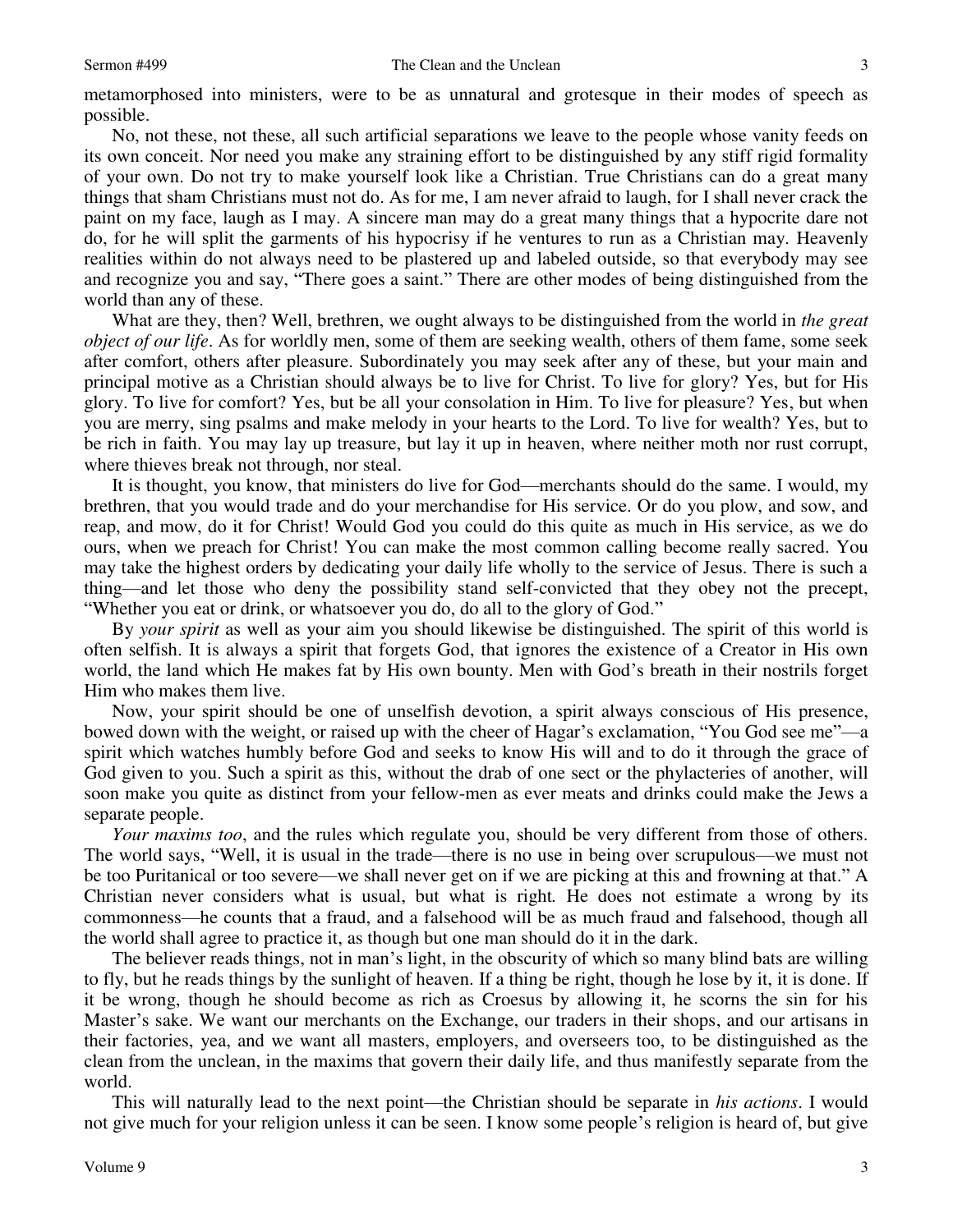metamorphosed into ministers, were to be as unnatural and grotesque in their modes of speech as possible.

No, not these, not these, all such artificial separations we leave to the people whose vanity feeds on its own conceit. Nor need you make any straining effort to be distinguished by any stiff rigid formality of your own. Do not try to make yourself look like a Christian. True Christians can do a great many things that sham Christians must not do. As for me, I am never afraid to laugh, for I shall never crack the paint on my face, laugh as I may. A sincere man may do a great many things that a hypocrite dare not do, for he will split the garments of his hypocrisy if he ventures to run as a Christian may. Heavenly realities within do not always need to be plastered up and labeled outside, so that everybody may see and recognize you and say, "There goes a saint." There are other modes of being distinguished from the world than any of these.

What are they, then? Well, brethren, we ought always to be distinguished from the world in *the great object of our life*. As for worldly men, some of them are seeking wealth, others of them fame, some seek after comfort, others after pleasure. Subordinately you may seek after any of these, but your main and principal motive as a Christian should always be to live for Christ. To live for glory? Yes, but for His glory. To live for comfort? Yes, but be all your consolation in Him. To live for pleasure? Yes, but when you are merry, sing psalms and make melody in your hearts to the Lord. To live for wealth? Yes, but to be rich in faith. You may lay up treasure, but lay it up in heaven, where neither moth nor rust corrupt, where thieves break not through, nor steal.

It is thought, you know, that ministers do live for God—merchants should do the same. I would, my brethren, that you would trade and do your merchandise for His service. Or do you plow, and sow, and reap, and mow, do it for Christ! Would God you could do this quite as much in His service, as we do ours, when we preach for Christ! You can make the most common calling become really sacred. You may take the highest orders by dedicating your daily life wholly to the service of Jesus. There is such a thing—and let those who deny the possibility stand self-convicted that they obey not the precept, "Whether you eat or drink, or whatsoever you do, do all to the glory of God."

By *your spirit* as well as your aim you should likewise be distinguished. The spirit of this world is often selfish. It is always a spirit that forgets God, that ignores the existence of a Creator in His own world, the land which He makes fat by His own bounty. Men with God's breath in their nostrils forget Him who makes them live.

Now, your spirit should be one of unselfish devotion, a spirit always conscious of His presence, bowed down with the weight, or raised up with the cheer of Hagar's exclamation, "You God see me"—a spirit which watches humbly before God and seeks to know His will and to do it through the grace of God given to you. Such a spirit as this, without the drab of one sect or the phylacteries of another, will soon make you quite as distinct from your fellow-men as ever meats and drinks could make the Jews a separate people.

*Your maxims too*, and the rules which regulate you, should be very different from those of others. The world says, "Well, it is usual in the trade—there is no use in being over scrupulous—we must not be too Puritanical or too severe—we shall never get on if we are picking at this and frowning at that." A Christian never considers what is usual, but what is right. He does not estimate a wrong by its commonness—he counts that a fraud, and a falsehood will be as much fraud and falsehood, though all the world shall agree to practice it, as though but one man should do it in the dark.

The believer reads things, not in man's light, in the obscurity of which so many blind bats are willing to fly, but he reads things by the sunlight of heaven. If a thing be right, though he lose by it, it is done. If it be wrong, though he should become as rich as Croesus by allowing it, he scorns the sin for his Master's sake. We want our merchants on the Exchange, our traders in their shops, and our artisans in their factories, yea, and we want all masters, employers, and overseers too, to be distinguished as the clean from the unclean, in the maxims that govern their daily life, and thus manifestly separate from the world.

This will naturally lead to the next point—the Christian should be separate in *his actions*. I would not give much for your religion unless it can be seen. I know some people's religion is heard of, but give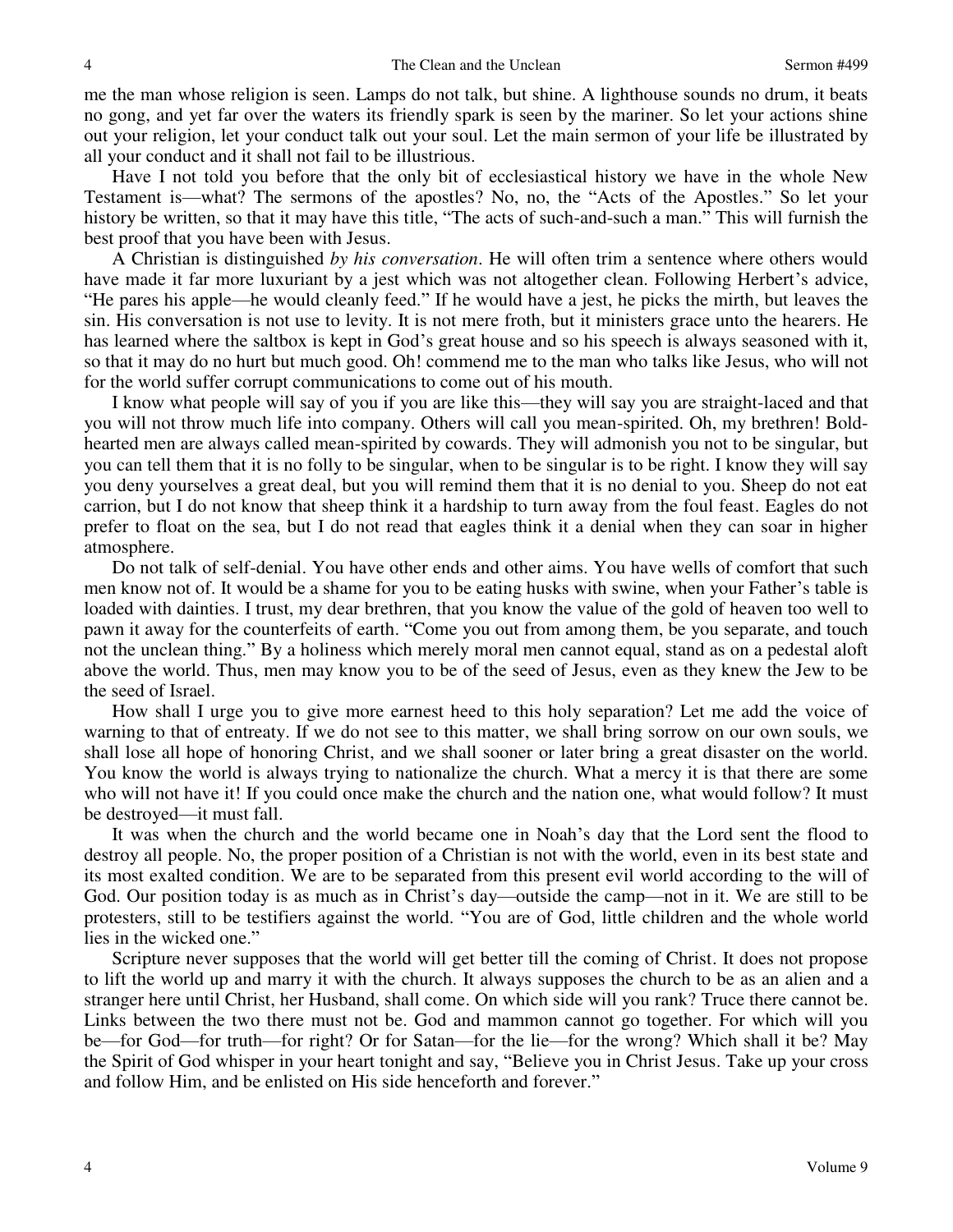me the man whose religion is seen. Lamps do not talk, but shine. A lighthouse sounds no drum, it beats no gong, and yet far over the waters its friendly spark is seen by the mariner. So let your actions shine out your religion, let your conduct talk out your soul. Let the main sermon of your life be illustrated by all your conduct and it shall not fail to be illustrious.

Have I not told you before that the only bit of ecclesiastical history we have in the whole New Testament is—what? The sermons of the apostles? No, no, the "Acts of the Apostles." So let your history be written, so that it may have this title, "The acts of such-and-such a man." This will furnish the best proof that you have been with Jesus.

A Christian is distinguished *by his conversation*. He will often trim a sentence where others would have made it far more luxuriant by a jest which was not altogether clean. Following Herbert's advice, "He pares his apple—he would cleanly feed." If he would have a jest, he picks the mirth, but leaves the sin. His conversation is not use to levity. It is not mere froth, but it ministers grace unto the hearers. He has learned where the saltbox is kept in God's great house and so his speech is always seasoned with it, so that it may do no hurt but much good. Oh! commend me to the man who talks like Jesus, who will not for the world suffer corrupt communications to come out of his mouth.

I know what people will say of you if you are like this—they will say you are straight-laced and that you will not throw much life into company. Others will call you mean-spirited. Oh, my brethren! Bold-hearted men are always called mean-spirited by cowards. They will admonish you not to be singular, but you can tell them that it is no folly to be singular, when to be singular is to be right. I know they will say you deny yourselves a great deal, but you will remind them that it is no denial to you. Sheep do not eat carrion, but I do not know that sheep think it a hardship to turn away from the foul feast. Eagles do not prefer to float on the sea, but I do not read that eagles think it a denial when they can soar in higher atmosphere.

Do not talk of self-denial. You have other ends and other aims. You have wells of comfort that such men know not of. It would be a shame for you to be eating husks with swine, when your Father's table is loaded with dainties. I trust, my dear brethren, that you know the value of the gold of heaven too well to pawn it away for the counterfeits of earth. "Come you out from among them, be you separate, and touch not the unclean thing." By a holiness which merely moral men cannot equal, stand as on a pedestal aloft above the world. Thus, men may know you to be of the seed of Jesus, even as they knew the Jew to be the seed of Israel.

How shall I urge you to give more earnest heed to this holy separation? Let me add the voice of warning to that of entreaty. If we do not see to this matter, we shall bring sorrow on our own souls, we shall lose all hope of honoring Christ, and we shall sooner or later bring a great disaster on the world. You know the world is always trying to nationalize the church. What a mercy it is that there are some who will not have it! If you could once make the church and the nation one, what would follow? It must be destroyed—it must fall.

It was when the church and the world became one in Noah's day that the Lord sent the flood to destroy all people. No, the proper position of a Christian is not with the world, even in its best state and its most exalted condition. We are to be separated from this present evil world according to the will of God. Our position today is as much as in Christ's day—outside the camp—not in it. We are still to be protesters, still to be testifiers against the world. "You are of God, little children and the whole world lies in the wicked one."

Scripture never supposes that the world will get better till the coming of Christ. It does not propose to lift the world up and marry it with the church. It always supposes the church to be as an alien and a stranger here until Christ, her Husband, shall come. On which side will you rank? Truce there cannot be. Links between the two there must not be. God and mammon cannot go together. For which will you be—for God—for truth—for right? Or for Satan—for the lie—for the wrong? Which shall it be? May the Spirit of God whisper in your heart tonight and say, "Believe you in Christ Jesus. Take up your cross and follow Him, and be enlisted on His side henceforth and forever."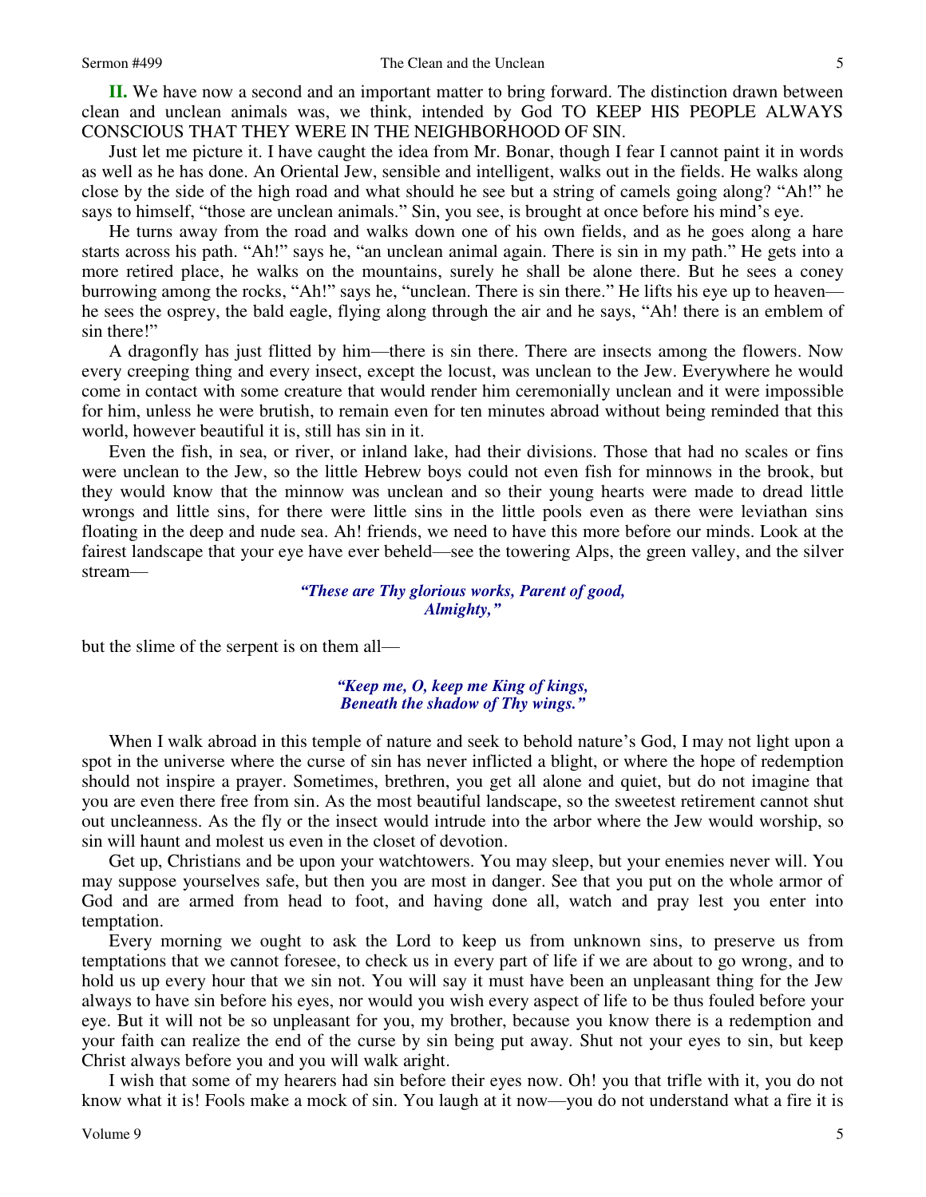**II.** We have now a second and an important matter to bring forward. The distinction drawn between clean and unclean animals was, we think, intended by God TO KEEP HIS PEOPLE ALWAYS CONSCIOUS THAT THEY WERE IN THE NEIGHBORHOOD OF SIN.

Just let me picture it. I have caught the idea from Mr. Bonar, though I fear I cannot paint it in words as well as he has done. An Oriental Jew, sensible and intelligent, walks out in the fields. He walks along close by the side of the high road and what should he see but a string of camels going along? "Ah!" he says to himself, "those are unclean animals." Sin, you see, is brought at once before his mind's eye.

He turns away from the road and walks down one of his own fields, and as he goes along a hare starts across his path. "Ah!" says he, "an unclean animal again. There is sin in my path." He gets into a more retired place, he walks on the mountains, surely he shall be alone there. But he sees a coney burrowing among the rocks, "Ah!" says he, "unclean. There is sin there." He lifts his eye up to heaven—he sees the osprey, the bald eagle, flying along through the air and he says, "Ah! there is an emblem of sin there!"

A dragonfly has just flitted by him—there is sin there. There are insects among the flowers. Now every creeping thing and every insect, except the locust, was unclean to the Jew. Everywhere he would come in contact with some creature that would render him ceremonially unclean and it were impossible for him, unless he were brutish, to remain even for ten minutes abroad without being reminded that this world, however beautiful it is, still has sin in it.

Even the fish, in sea, or river, or inland lake, had their divisions. Those that had no scales or fins were unclean to the Jew, so the little Hebrew boys could not even fish for minnows in the brook, but they would know that the minnow was unclean and so their young hearts were made to dread little wrongs and little sins, for there were little sins in the little pools even as there were leviathan sins floating in the deep and nude sea. Ah! friends, we need to have this more before our minds. Look at the fairest landscape that your eye have ever beheld—see the towering Alps, the green valley, and the silver stream—

> *"These are Thy glorious works, Parent of good,*
> *Almighty,"*

but the slime of the serpent is on them all—

> *"Keep me, O, keep me King of kings,*
> *Beneath the shadow of Thy wings."*

When I walk abroad in this temple of nature and seek to behold nature's God, I may not light upon a spot in the universe where the curse of sin has never inflicted a blight, or where the hope of redemption should not inspire a prayer. Sometimes, brethren, you get all alone and quiet, but do not imagine that you are even there free from sin. As the most beautiful landscape, so the sweetest retirement cannot shut out uncleanness. As the fly or the insect would intrude into the arbor where the Jew would worship, so sin will haunt and molest us even in the closet of devotion.

Get up, Christians and be upon your watchtowers. You may sleep, but your enemies never will. You may suppose yourselves safe, but then you are most in danger. See that you put on the whole armor of God and are armed from head to foot, and having done all, watch and pray lest you enter into temptation.

Every morning we ought to ask the Lord to keep us from unknown sins, to preserve us from temptations that we cannot foresee, to check us in every part of life if we are about to go wrong, and to hold us up every hour that we sin not. You will say it must have been an unpleasant thing for the Jew always to have sin before his eyes, nor would you wish every aspect of life to be thus fouled before your eye. But it will not be so unpleasant for you, my brother, because you know there is a redemption and your faith can realize the end of the curse by sin being put away. Shut not your eyes to sin, but keep Christ always before you and you will walk aright.

I wish that some of my hearers had sin before their eyes now. Oh! you that trifle with it, you do not know what it is! Fools make a mock of sin. You laugh at it now—you do not understand what a fire it is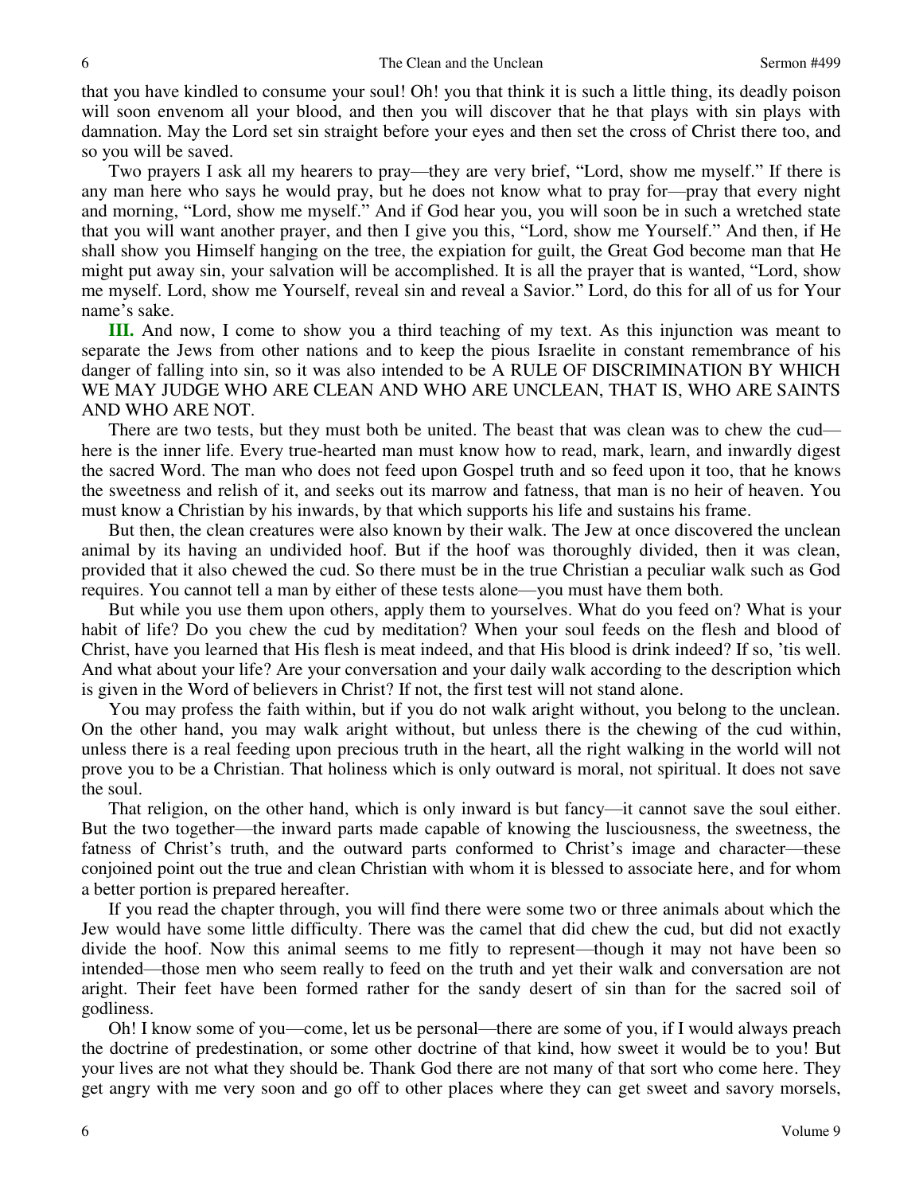that you have kindled to consume your soul! Oh! you that think it is such a little thing, its deadly poison will soon envenom all your blood, and then you will discover that he that plays with sin plays with damnation. May the Lord set sin straight before your eyes and then set the cross of Christ there too, and so you will be saved.

Two prayers I ask all my hearers to pray—they are very brief, "Lord, show me myself." If there is any man here who says he would pray, but he does not know what to pray for—pray that every night and morning, "Lord, show me myself." And if God hear you, you will soon be in such a wretched state that you will want another prayer, and then I give you this, "Lord, show me Yourself." And then, if He shall show you Himself hanging on the tree, the expiation for guilt, the Great God become man that He might put away sin, your salvation will be accomplished. It is all the prayer that is wanted, "Lord, show me myself. Lord, show me Yourself, reveal sin and reveal a Savior." Lord, do this for all of us for Your name's sake.

**III.** And now, I come to show you a third teaching of my text. As this injunction was meant to separate the Jews from other nations and to keep the pious Israelite in constant remembrance of his danger of falling into sin, so it was also intended to be A RULE OF DISCRIMINATION BY WHICH WE MAY JUDGE WHO ARE CLEAN AND WHO ARE UNCLEAN, THAT IS, WHO ARE SAINTS AND WHO ARE NOT.

There are two tests, but they must both be united. The beast that was clean was to chew the cud—here is the inner life. Every true-hearted man must know how to read, mark, learn, and inwardly digest the sacred Word. The man who does not feed upon Gospel truth and so feed upon it too, that he knows the sweetness and relish of it, and seeks out its marrow and fatness, that man is no heir of heaven. You must know a Christian by his inwards, by that which supports his life and sustains his frame.

But then, the clean creatures were also known by their walk. The Jew at once discovered the unclean animal by its having an undivided hoof. But if the hoof was thoroughly divided, then it was clean, provided that it also chewed the cud. So there must be in the true Christian a peculiar walk such as God requires. You cannot tell a man by either of these tests alone—you must have them both.

But while you use them upon others, apply them to yourselves. What do you feed on? What is your habit of life? Do you chew the cud by meditation? When your soul feeds on the flesh and blood of Christ, have you learned that His flesh is meat indeed, and that His blood is drink indeed? If so, 'tis well. And what about your life? Are your conversation and your daily walk according to the description which is given in the Word of believers in Christ? If not, the first test will not stand alone.

You may profess the faith within, but if you do not walk aright without, you belong to the unclean. On the other hand, you may walk aright without, but unless there is the chewing of the cud within, unless there is a real feeding upon precious truth in the heart, all the right walking in the world will not prove you to be a Christian. That holiness which is only outward is moral, not spiritual. It does not save the soul.

That religion, on the other hand, which is only inward is but fancy—it cannot save the soul either. But the two together—the inward parts made capable of knowing the lusciousness, the sweetness, the fatness of Christ's truth, and the outward parts conformed to Christ's image and character—these conjoined point out the true and clean Christian with whom it is blessed to associate here, and for whom a better portion is prepared hereafter.

If you read the chapter through, you will find there were some two or three animals about which the Jew would have some little difficulty. There was the camel that did chew the cud, but did not exactly divide the hoof. Now this animal seems to me fitly to represent—though it may not have been so intended—those men who seem really to feed on the truth and yet their walk and conversation are not aright. Their feet have been formed rather for the sandy desert of sin than for the sacred soil of godliness.

Oh! I know some of you—come, let us be personal—there are some of you, if I would always preach the doctrine of predestination, or some other doctrine of that kind, how sweet it would be to you! But your lives are not what they should be. Thank God there are not many of that sort who come here. They get angry with me very soon and go off to other places where they can get sweet and savory morsels,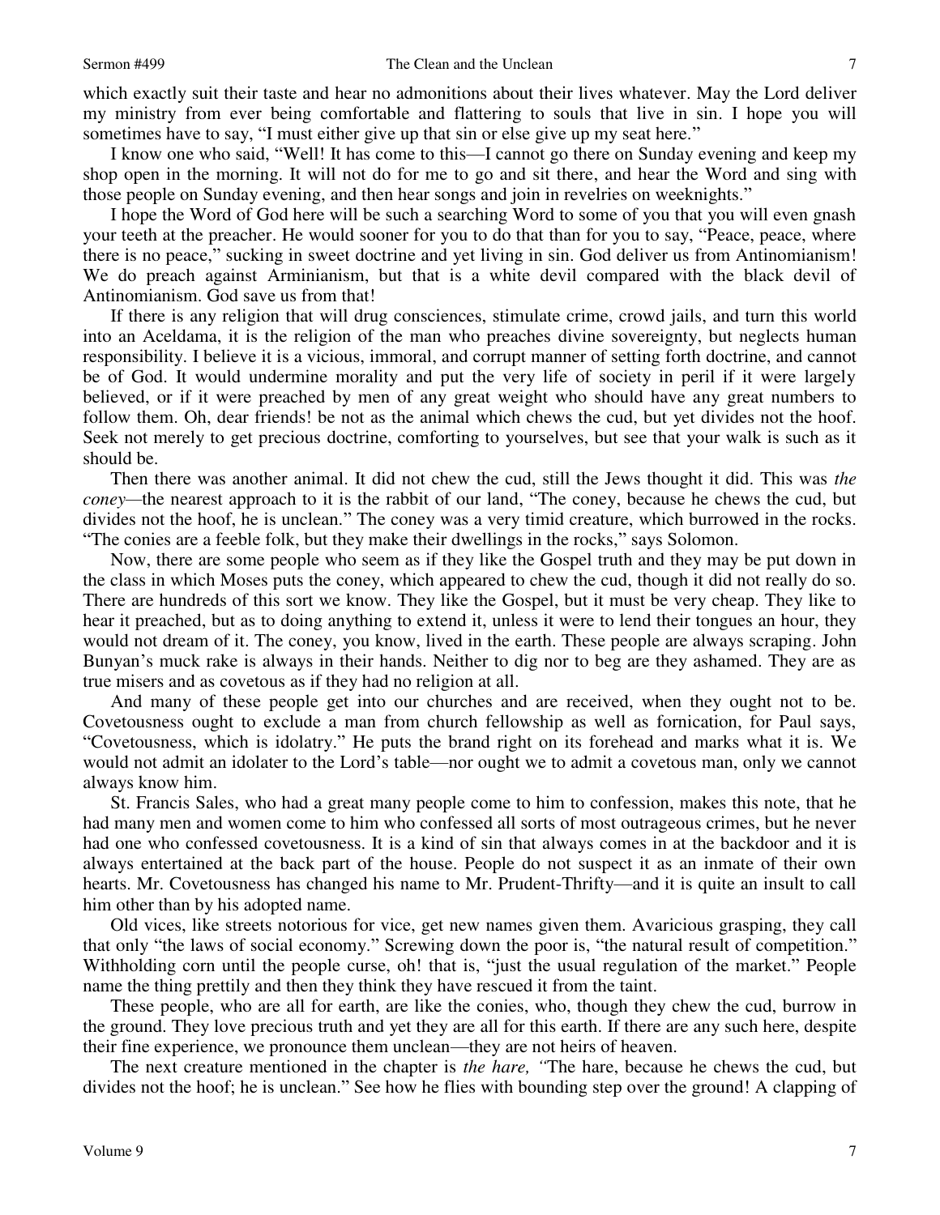which exactly suit their taste and hear no admonitions about their lives whatever. May the Lord deliver my ministry from ever being comfortable and flattering to souls that live in sin. I hope you will sometimes have to say, "I must either give up that sin or else give up my seat here."

I know one who said, "Well! It has come to this—I cannot go there on Sunday evening and keep my shop open in the morning. It will not do for me to go and sit there, and hear the Word and sing with those people on Sunday evening, and then hear songs and join in revelries on weeknights."

I hope the Word of God here will be such a searching Word to some of you that you will even gnash your teeth at the preacher. He would sooner for you to do that than for you to say, "Peace, peace, where there is no peace," sucking in sweet doctrine and yet living in sin. God deliver us from Antinomianism! We do preach against Arminianism, but that is a white devil compared with the black devil of Antinomianism. God save us from that!

If there is any religion that will drug consciences, stimulate crime, crowd jails, and turn this world into an Aceldama, it is the religion of the man who preaches divine sovereignty, but neglects human responsibility. I believe it is a vicious, immoral, and corrupt manner of setting forth doctrine, and cannot be of God. It would undermine morality and put the very life of society in peril if it were largely believed, or if it were preached by men of any great weight who should have any great numbers to follow them. Oh, dear friends! be not as the animal which chews the cud, but yet divides not the hoof. Seek not merely to get precious doctrine, comforting to yourselves, but see that your walk is such as it should be.

Then there was another animal. It did not chew the cud, still the Jews thought it did. This was *the coney*—the nearest approach to it is the rabbit of our land, "The coney, because he chews the cud, but divides not the hoof, he is unclean." The coney was a very timid creature, which burrowed in the rocks. "The conies are a feeble folk, but they make their dwellings in the rocks," says Solomon.

Now, there are some people who seem as if they like the Gospel truth and they may be put down in the class in which Moses puts the coney, which appeared to chew the cud, though it did not really do so. There are hundreds of this sort we know. They like the Gospel, but it must be very cheap. They like to hear it preached, but as to doing anything to extend it, unless it were to lend their tongues an hour, they would not dream of it. The coney, you know, lived in the earth. These people are always scraping. John Bunyan's muck rake is always in their hands. Neither to dig nor to beg are they ashamed. They are as true misers and as covetous as if they had no religion at all.

And many of these people get into our churches and are received, when they ought not to be. Covetousness ought to exclude a man from church fellowship as well as fornication, for Paul says, "Covetousness, which is idolatry." He puts the brand right on its forehead and marks what it is. We would not admit an idolater to the Lord's table—nor ought we to admit a covetous man, only we cannot always know him.

St. Francis Sales, who had a great many people come to him to confession, makes this note, that he had many men and women come to him who confessed all sorts of most outrageous crimes, but he never had one who confessed covetousness. It is a kind of sin that always comes in at the backdoor and it is always entertained at the back part of the house. People do not suspect it as an inmate of their own hearts. Mr. Covetousness has changed his name to Mr. Prudent-Thrifty—and it is quite an insult to call him other than by his adopted name.

Old vices, like streets notorious for vice, get new names given them. Avaricious grasping, they call that only "the laws of social economy." Screwing down the poor is, "the natural result of competition." Withholding corn until the people curse, oh! that is, "just the usual regulation of the market." People name the thing prettily and then they think they have rescued it from the taint.

These people, who are all for earth, are like the conies, who, though they chew the cud, burrow in the ground. They love precious truth and yet they are all for this earth. If there are any such here, despite their fine experience, we pronounce them unclean—they are not heirs of heaven.

The next creature mentioned in the chapter is *the hare, "*The hare, because he chews the cud, but divides not the hoof; he is unclean." See how he flies with bounding step over the ground! A clapping of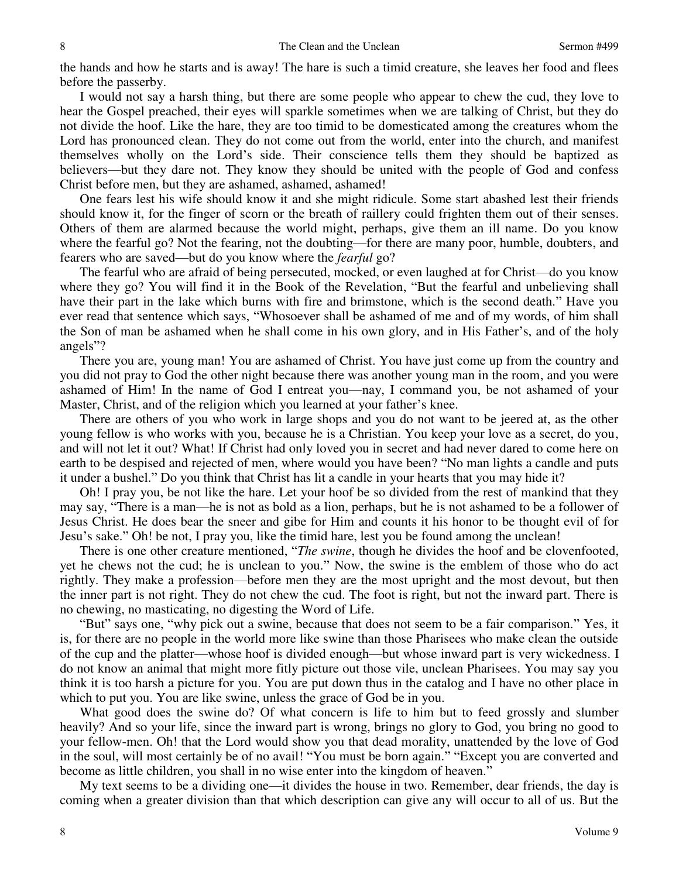the hands and how he starts and is away! The hare is such a timid creature, she leaves her food and flees before the passerby.

I would not say a harsh thing, but there are some people who appear to chew the cud, they love to hear the Gospel preached, their eyes will sparkle sometimes when we are talking of Christ, but they do not divide the hoof. Like the hare, they are too timid to be domesticated among the creatures whom the Lord has pronounced clean. They do not come out from the world, enter into the church, and manifest themselves wholly on the Lord's side. Their conscience tells them they should be baptized as believers—but they dare not. They know they should be united with the people of God and confess Christ before men, but they are ashamed, ashamed, ashamed!

One fears lest his wife should know it and she might ridicule. Some start abashed lest their friends should know it, for the finger of scorn or the breath of raillery could frighten them out of their senses. Others of them are alarmed because the world might, perhaps, give them an ill name. Do you know where the fearful go? Not the fearing, not the doubting—for there are many poor, humble, doubters, and fearers who are saved—but do you know where the *fearful* go?

The fearful who are afraid of being persecuted, mocked, or even laughed at for Christ—do you know where they go? You will find it in the Book of the Revelation, "But the fearful and unbelieving shall have their part in the lake which burns with fire and brimstone, which is the second death." Have you ever read that sentence which says, "Whosoever shall be ashamed of me and of my words, of him shall the Son of man be ashamed when he shall come in his own glory, and in His Father's, and of the holy angels"?

There you are, young man! You are ashamed of Christ. You have just come up from the country and you did not pray to God the other night because there was another young man in the room, and you were ashamed of Him! In the name of God I entreat you—nay, I command you, be not ashamed of your Master, Christ, and of the religion which you learned at your father's knee.

There are others of you who work in large shops and you do not want to be jeered at, as the other young fellow is who works with you, because he is a Christian. You keep your love as a secret, do you, and will not let it out? What! If Christ had only loved you in secret and had never dared to come here on earth to be despised and rejected of men, where would you have been? "No man lights a candle and puts it under a bushel." Do you think that Christ has lit a candle in your hearts that you may hide it?

Oh! I pray you, be not like the hare. Let your hoof be so divided from the rest of mankind that they may say, "There is a man—he is not as bold as a lion, perhaps, but he is not ashamed to be a follower of Jesus Christ. He does bear the sneer and gibe for Him and counts it his honor to be thought evil of for Jesu's sake." Oh! be not, I pray you, like the timid hare, lest you be found among the unclean!

There is one other creature mentioned, "*The swine*, though he divides the hoof and be clovenfooted, yet he chews not the cud; he is unclean to you." Now, the swine is the emblem of those who do act rightly. They make a profession—before men they are the most upright and the most devout, but then the inner part is not right. They do not chew the cud. The foot is right, but not the inward part. There is no chewing, no masticating, no digesting the Word of Life.

"But" says one, "why pick out a swine, because that does not seem to be a fair comparison." Yes, it is, for there are no people in the world more like swine than those Pharisees who make clean the outside of the cup and the platter—whose hoof is divided enough—but whose inward part is very wickedness. I do not know an animal that might more fitly picture out those vile, unclean Pharisees. You may say you think it is too harsh a picture for you. You are put down thus in the catalog and I have no other place in which to put you. You are like swine, unless the grace of God be in you.

What good does the swine do? Of what concern is life to him but to feed grossly and slumber heavily? And so your life, since the inward part is wrong, brings no glory to God, you bring no good to your fellow-men. Oh! that the Lord would show you that dead morality, unattended by the love of God in the soul, will most certainly be of no avail! "You must be born again." "Except you are converted and become as little children, you shall in no wise enter into the kingdom of heaven."

My text seems to be a dividing one—it divides the house in two. Remember, dear friends, the day is coming when a greater division than that which description can give any will occur to all of us. But the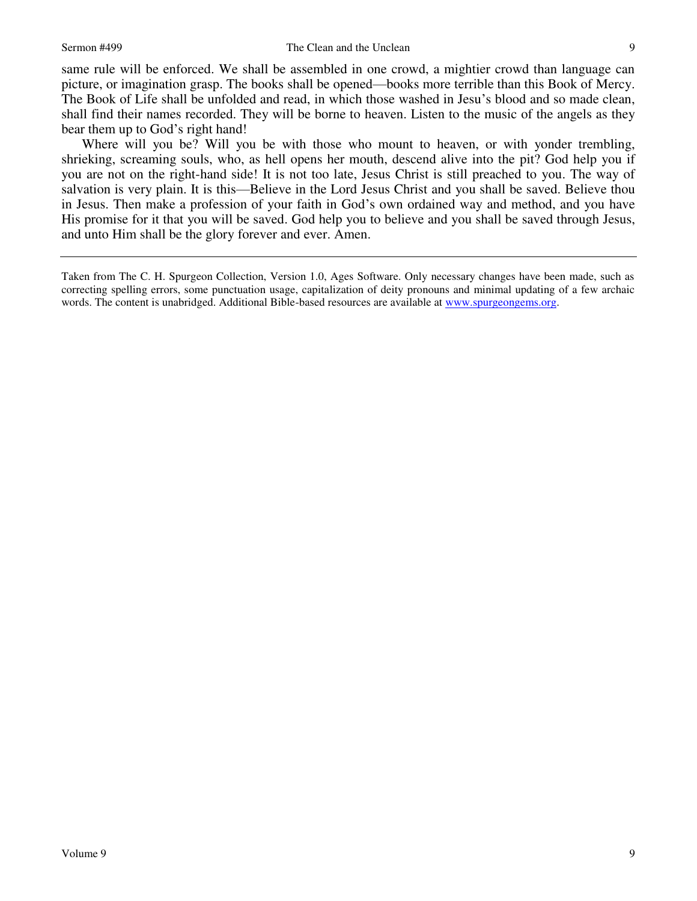same rule will be enforced. We shall be assembled in one crowd, a mightier crowd than language can picture, or imagination grasp. The books shall be opened—books more terrible than this Book of Mercy. The Book of Life shall be unfolded and read, in which those washed in Jesu's blood and so made clean, shall find their names recorded. They will be borne to heaven. Listen to the music of the angels as they bear them up to God's right hand!

Where will you be? Will you be with those who mount to heaven, or with yonder trembling, shrieking, screaming souls, who, as hell opens her mouth, descend alive into the pit? God help you if you are not on the right-hand side! It is not too late, Jesus Christ is still preached to you. The way of salvation is very plain. It is this—Believe in the Lord Jesus Christ and you shall be saved. Believe thou in Jesus. Then make a profession of your faith in God's own ordained way and method, and you have His promise for it that you will be saved. God help you to believe and you shall be saved through Jesus, and unto Him shall be the glory forever and ever. Amen.

---

Taken from The C. H. Spurgeon Collection, Version 1.0, Ages Software. Only necessary changes have been made, such as correcting spelling errors, some punctuation usage, capitalization of deity pronouns and minimal updating of a few archaic words. The content is unabridged. Additional Bible-based resources are available at [www.spurgeongems.org](http://www.spurgeongems.org).